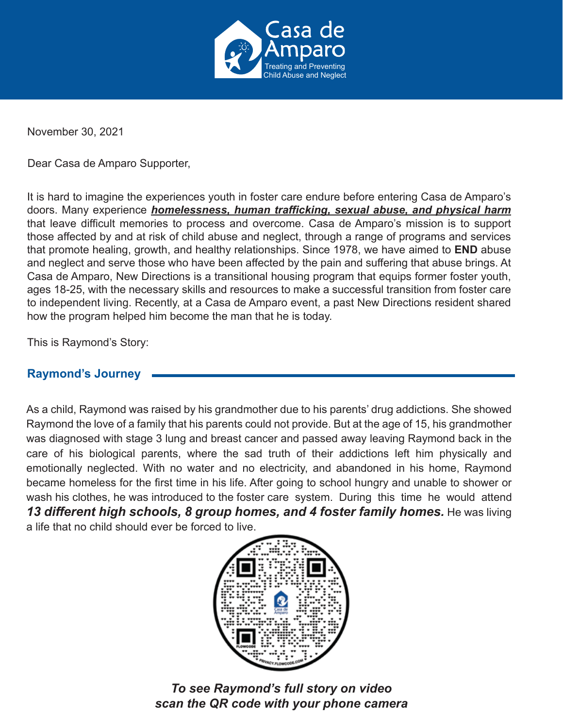Casa de Amparo

Treating and Preventing Child Abuse and Neglect

November 30, 2021

Dear Casa de Amparo Supporter,

It is hard to imagine the experiences youth in foster care endure before entering Casa de Amparo's doors. Many experience ***homelessness, human trafficking, sexual abuse, and physical harm*** that leave difficult memories to process and overcome. Casa de Amparo's mission is to support those affected by and at risk of child abuse and neglect, through a range of programs and services that promote healing, growth, and healthy relationships. Since 1978, we have aimed to **END** abuse and neglect and serve those who have been affected by the pain and suffering that abuse brings. At Casa de Amparo, New Directions is a transitional housing program that equips former foster youth, ages 18-25, with the necessary skills and resources to make a successful transition from foster care to independent living. Recently, at a Casa de Amparo event, a past New Directions resident shared how the program helped him become the man that he is today.

This is Raymond's Story:

## Raymond's Journey

As a child, Raymond was raised by his grandmother due to his parents' drug addictions. She showed Raymond the love of a family that his parents could not provide. But at the age of 15, his grandmother was diagnosed with stage 3 lung and breast cancer and passed away leaving Raymond back in the care of his biological parents, where the sad truth of their addictions left him physically and emotionally neglected. With no water and no electricity, and abandoned in his home, Raymond became homeless for the first time in his life. After going to school hungry and unable to shower or wash his clothes, he was introduced to the foster care system. During this time he would attend ***13 different high schools, 8 group homes, and 4 foster family homes.*** He was living a life that no child should ever be forced to live.

***To see Raymond's full story on video scan the QR code with your phone camera***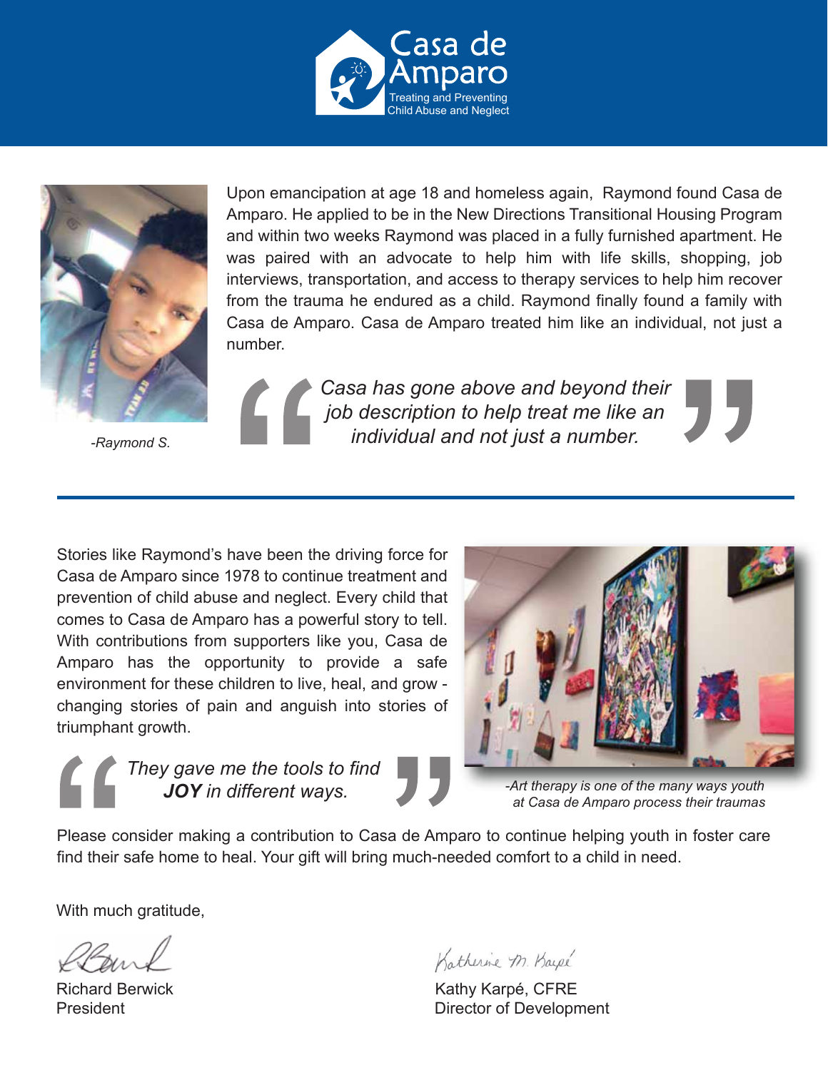# Casa de Amparo

Treating and Preventing Child Abuse and Neglect

-Raymond S.

Upon emancipation at age 18 and homeless again, Raymond found Casa de Amparo. He applied to be in the New Directions Transitional Housing Program and within two weeks Raymond was placed in a fully furnished apartment. He was paired with an advocate to help him with life skills, shopping, job interviews, transportation, and access to therapy services to help him recover from the trauma he endured as a child. Raymond finally found a family with Casa de Amparo. Casa de Amparo treated him like an individual, not just a number.

> *Casa has gone above and beyond their job description to help treat me like an individual and not just a number.*

---

Stories like Raymond's have been the driving force for Casa de Amparo since 1978 to continue treatment and prevention of child abuse and neglect. Every child that comes to Casa de Amparo has a powerful story to tell. With contributions from supporters like you, Casa de Amparo has the opportunity to provide a safe environment for these children to live, heal, and grow - changing stories of pain and anguish into stories of triumphant growth.

> *They gave me the tools to find **JOY** in different ways.*

*-Art therapy is one of the many ways youth at Casa de Amparo process their traumas*

Please consider making a contribution to Casa de Amparo to continue helping youth in foster care find their safe home to heal. Your gift will bring much-needed comfort to a child in need.

With much gratitude,

Richard Berwick
President

Kathy Karpé, CFRE
Director of Development